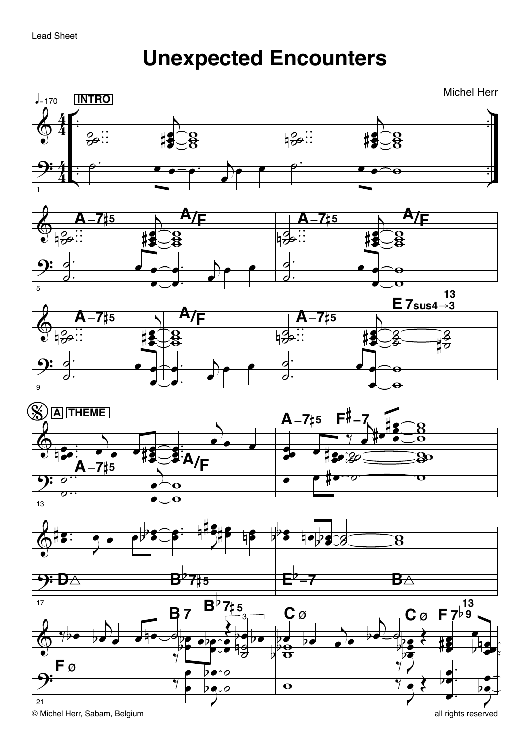Lead Sheet

# Unexpected Encounters

Michel Herr

♩= 170 **INTRO**

A–7♯5 A/F A–7♯5 A/F

A–7♯5 A/F A–7♯5 E 7sus4→3 (13)

**A** **THEME**

A–7♯5 A/F A–7♯5 F♯–7

D△ B♭7♯5 E♭–7 B△

F ø B 7 B♭7♯5 C ø C ø F 7♭9 (13)

© Michel Herr, Sabam, Belgium

all rights reserved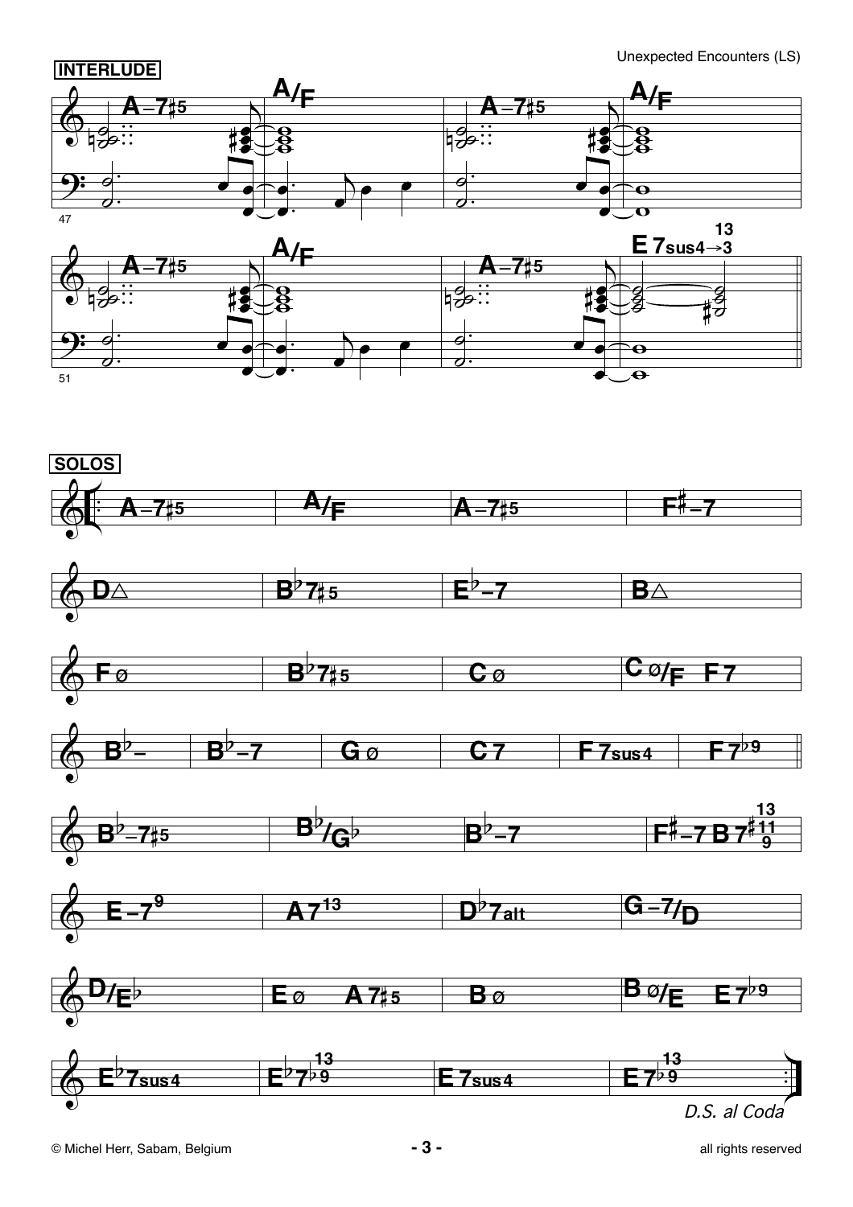**INTERLUDE**

47

| A–7♯5 A/F | A–7♯5 A/F |
|---|---|

51

| A–7♯5 A/F | A–7♯5 E7sus4 13→3 |
|---|---|

**SOLOS**

| A–7♯5 | A/F | A–7♯5 | F♯–7 |
|---|---|---|---|
| D△ | B♭7♯5 | E♭–7 | B△ |
| Fø | B♭7♯5 | Cø | Cø/F F7 |
| B♭– B♭–7 | Gø | C7 | F7sus4 F7♭9 |
| B♭–7♯5 | B♭/G♭ | B♭–7 | F♯–7 B7 (13 ♯11 9) |
| E–7 9 | A7 13 | D♭7alt | G–7/D |
| D/E♭ | Eø A7♯5 | Bø | Bø/E E7♭9 |
| E♭7sus4 | E♭7♭9 (13) | E7sus4 | E7♭9 (13) |

*D.S. al Coda*

© Michel Herr, Sabam, Belgium — all rights reserved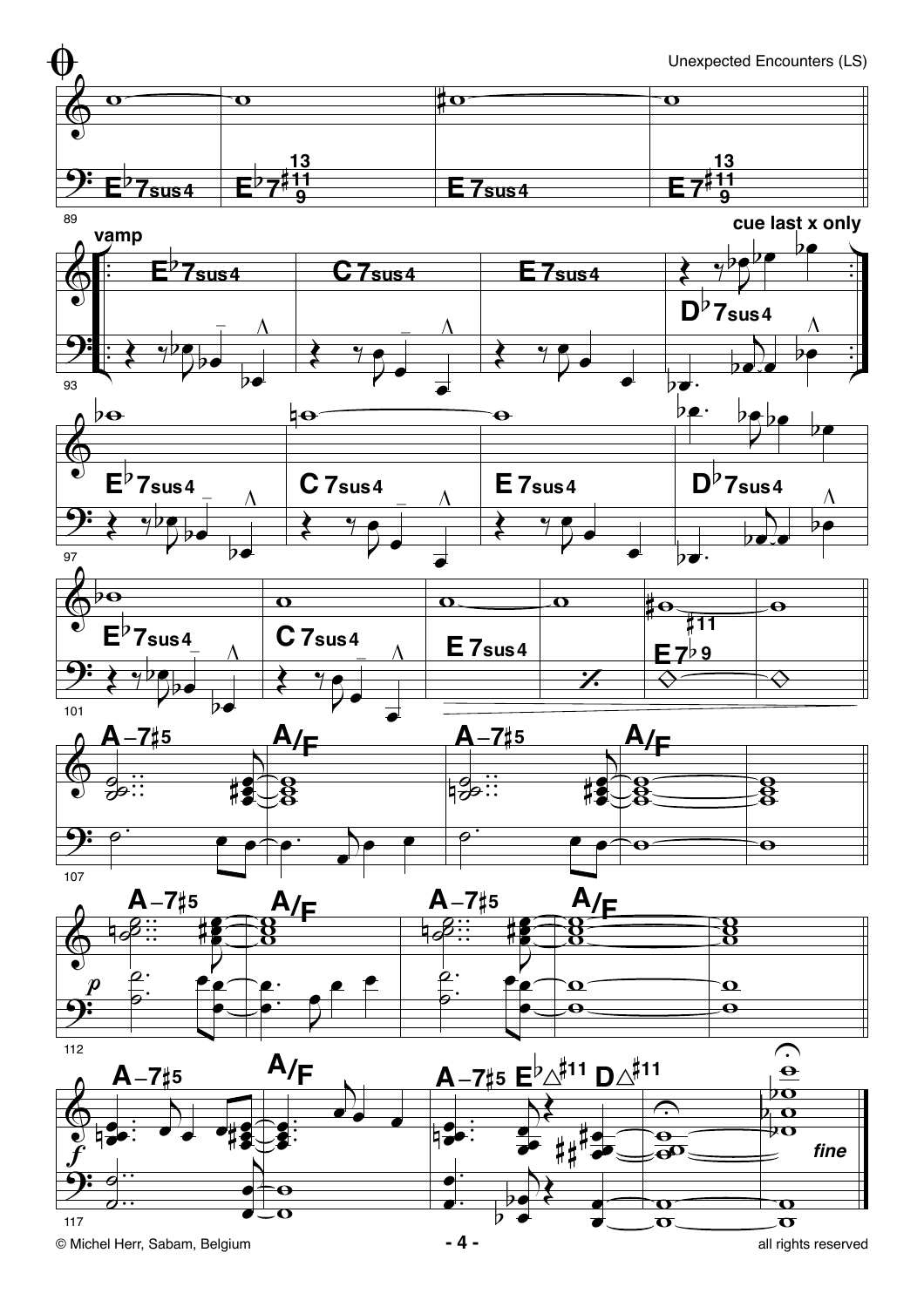Eb7sus4 | Eb7#11 13 9 | E7sus4 | E7#11 13 9

89

vamp

cue last x only

Eb7sus4 | C7sus4 | E7sus4 | Db7sus4

93

Eb7sus4 | C7sus4 | E7sus4 | Db7sus4

97

Eb7sus4 | C7sus4 | E7sus4 | E7b9 #11

101

A–7#5 A/F A–7#5 A/F

107

A–7#5 A/F A–7#5 A/F

*p*

112

A–7#5 A/F A–7#5 Eb△#11 D△#11

*f*

*fine*

117

© Michel Herr, Sabam, Belgium

all rights reserved